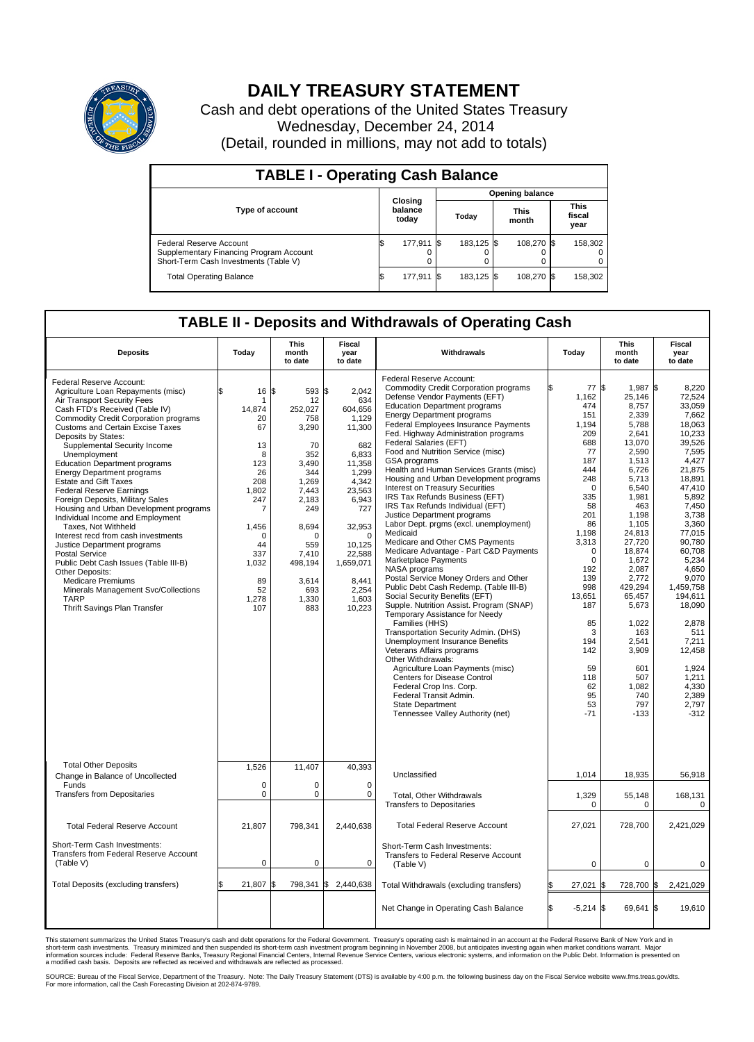# DAILY TREASURY STATEMENT

Cash and debt operations of the United States Treasury
Wednesday, December 24, 2014
(Detail, rounded in millions, may not add to totals)

## TABLE I - Operating Cash Balance

| Type of account | Closing balance today | Opening balance Today | Opening balance This month | Opening balance This fiscal year |
|---|---|---|---|---|
| Federal Reserve Account | $ 177,911 | $ 183,125 | $ 108,270 | $ 158,302 |
| Supplementary Financing Program Account | 0 | 0 | 0 | 0 |
| Short-Term Cash Investments (Table V) | 0 | 0 | 0 | 0 |
| Total Operating Balance | $ 177,911 | $ 183,125 | $ 108,270 | $ 158,302 |

## TABLE II - Deposits and Withdrawals of Operating Cash

| Deposits | Today | This month to date | Fiscal year to date |
|---|---|---|---|
| Federal Reserve Account: | | | |
| Agriculture Loan Repayments (misc) | $ 16 | $ 593 | $ 2,042 |
| Air Transport Security Fees | 1 | 12 | 634 |
| Cash FTD's Received (Table IV) | 14,874 | 252,027 | 604,656 |
| Commodity Credit Corporation programs | 20 | 758 | 1,129 |
| Customs and Certain Excise Taxes | 67 | 3,290 | 11,300 |
| Deposits by States: | | | |
| Supplemental Security Income | 13 | 70 | 682 |
| Unemployment | 8 | 352 | 6,833 |
| Education Department programs | 123 | 3,490 | 11,358 |
| Energy Department programs | 26 | 344 | 1,299 |
| Estate and Gift Taxes | 208 | 1,269 | 4,342 |
| Federal Reserve Earnings | 1,802 | 7,443 | 23,563 |
| Foreign Deposits, Military Sales | 247 | 2,183 | 6,943 |
| Housing and Urban Development programs | 7 | 249 | 727 |
| Individual Income and Employment Taxes, Not Withheld | 1,456 | 8,694 | 32,953 |
| Interest recd from cash investments | 0 | 0 | 0 |
| Justice Department programs | 44 | 559 | 10,125 |
| Postal Service | 337 | 7,410 | 22,588 |
| Public Debt Cash Issues (Table III-B) | 1,032 | 498,194 | 1,659,071 |
| Other Deposits: | | | |
| Medicare Premiums | 89 | 3,614 | 8,441 |
| Minerals Management Svc/Collections | 52 | 693 | 2,254 |
| TARP | 1,278 | 1,330 | 1,603 |
| Thrift Savings Plan Transfer | 107 | 883 | 10,223 |
| Total Other Deposits | 1,526 | 11,407 | 40,393 |
| Change in Balance of Uncollected Funds | 0 | 0 | 0 |
| Transfers from Depositaries | 0 | 0 | 0 |
| Total Federal Reserve Account | 21,807 | 798,341 | 2,440,638 |
| Short-Term Cash Investments: Transfers from Federal Reserve Account (Table V) | 0 | 0 | 0 |
| Total Deposits (excluding transfers) | $ 21,807 | $ 798,341 | $ 2,440,638 |

| Withdrawals | Today | This month to date | Fiscal year to date |
|---|---|---|---|
| Federal Reserve Account: | | | |
| Commodity Credit Corporation programs | $ 77 | $ 1,987 | $ 8,220 |
| Defense Vendor Payments (EFT) | 1,162 | 25,146 | 72,524 |
| Education Department programs | 474 | 8,757 | 33,059 |
| Energy Department programs | 151 | 2,339 | 7,662 |
| Federal Employees Insurance Payments | 1,194 | 5,788 | 18,063 |
| Fed. Highway Administration programs | 209 | 2,641 | 10,233 |
| Federal Salaries (EFT) | 688 | 13,070 | 39,526 |
| Food and Nutrition Service (misc) | 77 | 2,590 | 7,595 |
| GSA programs | 187 | 1,513 | 4,427 |
| Health and Human Services Grants (misc) | 444 | 6,726 | 21,875 |
| Housing and Urban Development programs | 248 | 5,713 | 18,891 |
| Interest on Treasury Securities | 0 | 6,540 | 47,410 |
| IRS Tax Refunds Business (EFT) | 335 | 1,981 | 5,892 |
| IRS Tax Refunds Individual (EFT) | 58 | 463 | 7,450 |
| Justice Department programs | 201 | 1,198 | 3,738 |
| Labor Dept. prgms (excl. unemployment) | 86 | 1,105 | 3,360 |
| Medicaid | 1,198 | 24,813 | 77,015 |
| Medicare and Other CMS Payments | 3,313 | 27,720 | 90,780 |
| Medicare Advantage - Part C&D Payments | 0 | 18,874 | 60,708 |
| Marketplace Payments | 0 | 1,672 | 5,234 |
| NASA programs | 192 | 2,087 | 4,650 |
| Postal Service Money Orders and Other | 139 | 2,772 | 9,070 |
| Public Debt Cash Redemp. (Table III-B) | 998 | 429,294 | 1,459,758 |
| Social Security Benefits (EFT) | 13,651 | 65,457 | 194,611 |
| Supple. Nutrition Assist. Program (SNAP) | 187 | 5,673 | 18,090 |
| Temporary Assistance for Needy Families (HHS) | 85 | 1,022 | 2,878 |
| Transportation Security Admin. (DHS) | 3 | 163 | 511 |
| Unemployment Insurance Benefits | 194 | 2,541 | 7,211 |
| Veterans Affairs programs | 142 | 3,909 | 12,458 |
| Other Withdrawals: | | | |
| Agriculture Loan Payments (misc) | 59 | 601 | 1,924 |
| Centers for Disease Control | 118 | 507 | 1,211 |
| Federal Crop Ins. Corp. | 62 | 1,082 | 4,330 |
| Federal Transit Admin. | 95 | 740 | 2,389 |
| State Department | 53 | 797 | 2,797 |
| Tennessee Valley Authority (net) | -71 | -133 | -312 |
| Unclassified | 1,014 | 18,935 | 56,918 |
| Total, Other Withdrawals | 1,329 | 55,148 | 168,131 |
| Transfers to Depositaries | 0 | 0 | 0 |
| Total Federal Reserve Account | 27,021 | 728,700 | 2,421,029 |
| Short-Term Cash Investments: Transfers to Federal Reserve Account (Table V) | 0 | 0 | 0 |
| Total Withdrawals (excluding transfers) | $ 27,021 | $ 728,700 | $ 2,421,029 |
| Net Change in Operating Cash Balance | $ -5,214 | $ 69,641 | $ 19,610 |

This statement summarizes the United States Treasury's cash and debt operations for the Federal Government. Treasury's operating cash is maintained in an account at the Federal Reserve Bank of New York and in short-term cash investments. Treasury minimized and then suspended its short-term cash investment program beginning in November 2008, but anticipates investing again when market conditions warrant. Major information sources include: Federal Reserve Banks, Treasury Regional Financial Centers, Internal Revenue Service Centers, various electronic systems, and information on the Public Debt. Information is presented on a modified cash basis. Deposits are reflected as received and withdrawals are reflected as processed.

SOURCE: Bureau of the Fiscal Service, Department of the Treasury. Note: The Daily Treasury Statement (DTS) is available by 4:00 p.m. the following business day on the Fiscal Service website www.fms.treas.gov/dts. For more information, call the Cash Forecasting Division at 202-874-9789.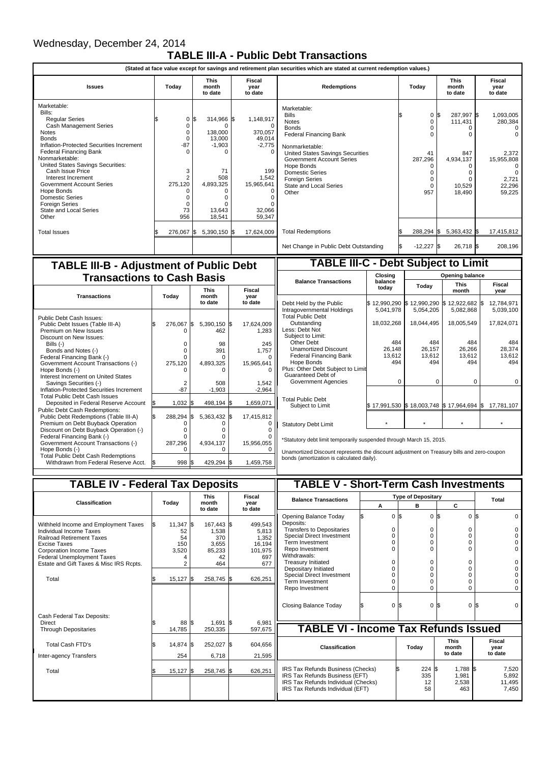Wednesday, December 24, 2014

# TABLE III-A - Public Debt Transactions

(Stated at face value except for savings and retirement plan securities which are stated at current redemption values.)

| Issues | Today | This month to date | Fiscal year to date |
|---|---|---|---|
| Marketable: | | | |
| Bills: | | | |
| Regular Series | $ 0 | $ 314,966 | $ 1,148,917 |
| Cash Management Series | 0 | 0 | 0 |
| Notes | 0 | 138,000 | 370,057 |
| Bonds | 0 | 13,000 | 49,014 |
| Inflation-Protected Securities Increment | -87 | -1,903 | -2,775 |
| Federal Financing Bank | 0 | 0 | 0 |
| Nonmarketable: | | | |
| United States Savings Securities: | | | |
| Cash Issue Price | 3 | 71 | 199 |
| Interest Increment | 2 | 508 | 1,542 |
| Government Account Series | 275,120 | 4,893,325 | 15,965,641 |
| Hope Bonds | 0 | 0 | 0 |
| Domestic Series | 0 | 0 | 0 |
| Foreign Series | 0 | 0 | 0 |
| State and Local Series | 73 | 13,643 | 32,066 |
| Other | 956 | 18,541 | 59,347 |
| Total Issues | $ 276,067 | $ 5,390,150 | $ 17,624,009 |

| Redemptions | Today | This month to date | Fiscal year to date |
|---|---|---|---|
| Marketable: | | | |
| Bills | $ 0 | $ 287,997 | $ 1,093,005 |
| Notes | 0 | 111,431 | 280,384 |
| Bonds | 0 | 0 | 0 |
| Federal Financing Bank | 0 | 0 | 0 |
| Nonmarketable: | | | |
| United States Savings Securities | 41 | 847 | 2,372 |
| Government Account Series | 287,296 | 4,934,137 | 15,955,808 |
| Hope Bonds | 0 | 0 | 0 |
| Domestic Series | 0 | 0 | 0 |
| Foreign Series | 0 | 0 | 2,721 |
| State and Local Series | 0 | 10,529 | 22,296 |
| Other | 957 | 18,490 | 59,225 |
| Total Redemptions | $ 288,294 | $ 5,363,432 | $ 17,415,812 |
| Net Change in Public Debt Outstanding | $ -12,227 | $ 26,718 | $ 208,196 |

# TABLE III-B - Adjustment of Public Debt Transactions to Cash Basis

| Transactions | Today | This month to date | Fiscal year to date |
|---|---|---|---|
| Public Debt Cash Issues: | | | |
| Public Debt Issues (Table III-A) | $ 276,067 | $ 5,390,150 | $ 17,624,009 |
| Premium on New Issues | 0 | 462 | 1,283 |
| Discount on New Issues: | | | |
| Bills (-) | 0 | 98 | 245 |
| Bonds and Notes (-) | 0 | 391 | 1,757 |
| Federal Financing Bank (-) | 0 | 0 | 0 |
| Government Account Transactions (-) | 275,120 | 4,893,325 | 15,965,641 |
| Hope Bonds (-) | 0 | 0 | 0 |
| Interest Increment on United States Savings Securities (-) | 2 | 508 | 1,542 |
| Inflation-Protected Securities Increment | -87 | -1,903 | -2,964 |
| Total Public Debt Cash Issues Deposited in Federal Reserve Account | $ 1,032 | $ 498,194 | $ 1,659,071 |
| Public Debt Cash Redemptions: | | | |
| Public Debt Redemptions (Table III-A) | $ 288,294 | $ 5,363,432 | $ 17,415,812 |
| Premium on Debt Buyback Operation | 0 | 0 | 0 |
| Discount on Debt Buyback Operation (-) | 0 | 0 | 0 |
| Federal Financing Bank (-) | 0 | 0 | 0 |
| Government Account Transactions (-) | 287,296 | 4,934,137 | 15,956,055 |
| Hope Bonds (-) | 0 | 0 | 0 |
| Total Public Debt Cash Redemptions Withdrawn from Federal Reserve Acct. | $ 998 | $ 429,294 | $ 1,459,758 |

# TABLE III-C - Debt Subject to Limit

| Balance Transactions | Closing balance today | Opening balance Today | Opening balance This month | Opening balance Fiscal year |
|---|---|---|---|---|
| Debt Held by the Public | $ 12,990,290 | $ 12,990,290 | $ 12,922,682 | $ 12,784,971 |
| Intragovernmental Holdings | 5,041,978 | 5,054,205 | 5,082,868 | 5,039,100 |
| Total Public Debt Outstanding | 18,032,268 | 18,044,495 | 18,005,549 | 17,824,071 |
| Less: Debt Not Subject to Limit: | | | | |
| Other Debt | 484 | 484 | 484 | 484 |
| Unamortized Discount | 26,148 | 26,157 | 26,266 | 28,374 |
| Federal Financing Bank | 13,612 | 13,612 | 13,612 | 13,612 |
| Hope Bonds | 494 | 494 | 494 | 494 |
| Plus: Other Debt Subject to Limit | | | | |
| Guaranteed Debt of Government Agencies | 0 | 0 | 0 | 0 |
| Total Public Debt Subject to Limit | $ 17,991,530 | $ 18,003,748 | $ 17,964,694 | $ 17,781,107 |
| Statutory Debt Limit | * | * | * | * |

*Statutory debt limit temporarily suspended through March 15, 2015.

Unamortized Discount represents the discount adjustment on Treasury bills and zero-coupon bonds (amortization is calculated daily).

# TABLE IV - Federal Tax Deposits

| Classification | Today | This month to date | Fiscal year to date |
|---|---|---|---|
| Withheld Income and Employment Taxes | $ 11,347 | $ 167,443 | $ 499,543 |
| Individual Income Taxes | 52 | 1,538 | 5,813 |
| Railroad Retirement Taxes | 54 | 370 | 1,352 |
| Excise Taxes | 150 | 3,655 | 16,194 |
| Corporation Income Taxes | 3,520 | 85,233 | 101,975 |
| Federal Unemployment Taxes | 4 | 42 | 697 |
| Estate and Gift Taxes & Misc IRS Rcpts. | 2 | 464 | 677 |
| Total | $ 15,127 | $ 258,745 | $ 626,251 |
| Cash Federal Tax Deposits: | | | |
| Direct | $ 88 | $ 1,691 | $ 6,981 |
| Through Depositaries | 14,785 | 250,335 | 597,675 |
| Total Cash FTD's | $ 14,874 | $ 252,027 | $ 604,656 |
| Inter-agency Transfers | 254 | 6,718 | 21,595 |
| Total | $ 15,127 | $ 258,745 | $ 626,251 |

# TABLE V - Short-Term Cash Investments

| Balance Transactions | Type of Depositary A | Type of Depositary B | Type of Depositary C | Total |
|---|---|---|---|---|
| Opening Balance Today | $ 0 | $ 0 | $ 0 | $ 0 |
| Deposits: | | | | |
| Transfers to Depositaries | 0 | 0 | 0 | 0 |
| Special Direct Investment | 0 | 0 | 0 | 0 |
| Term Investment | 0 | 0 | 0 | 0 |
| Repo Investment | 0 | 0 | 0 | 0 |
| Withdrawals: | | | | |
| Treasury Initiated | 0 | 0 | 0 | 0 |
| Depositary Initiated | 0 | 0 | 0 | 0 |
| Special Direct Investment | 0 | 0 | 0 | 0 |
| Term Investment | 0 | 0 | 0 | 0 |
| Repo Investment | 0 | 0 | 0 | 0 |
| Closing Balance Today | $ 0 | $ 0 | $ 0 | $ 0 |

# TABLE VI - Income Tax Refunds Issued

| Classification | Today | This month to date | Fiscal year to date |
|---|---|---|---|
| IRS Tax Refunds Business (Checks) | $ 224 | $ 1,788 | $ 7,520 |
| IRS Tax Refunds Business (EFT) | 335 | 1,981 | 5,892 |
| IRS Tax Refunds Individual (Checks) | 12 | 2,538 | 11,495 |
| IRS Tax Refunds Individual (EFT) | 58 | 463 | 7,450 |